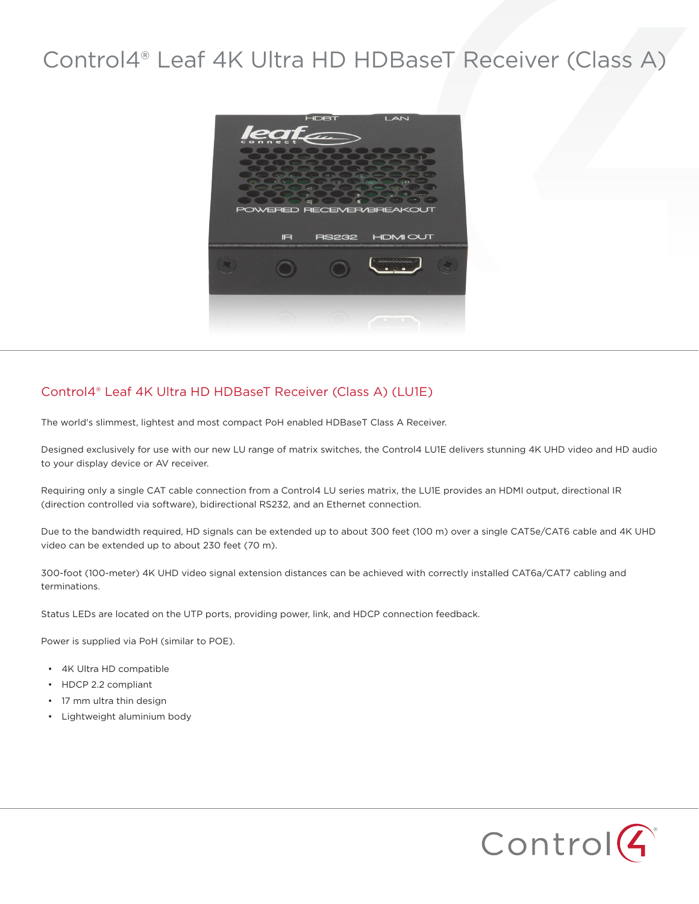# Control4® Leaf 4K Ultra HD HDBaseT Receiver (Class A)

## Control4® Leaf 4K Ultra HD HDBaseT Receiver (Class A) (LU1E)

The world's slimmest, lightest and most compact PoH enabled HDBaseT Class A Receiver.

Designed exclusively for use with our new LU range of matrix switches, the Control4 LU1E delivers stunning 4K UHD video and HD audio to your display device or AV receiver.

Requiring only a single CAT cable connection from a Control4 LU series matrix, the LU1E provides an HDMI output, directional IR (direction controlled via software), bidirectional RS232, and an Ethernet connection.

Due to the bandwidth required, HD signals can be extended up to about 300 feet (100 m) over a single CAT5e/CAT6 cable and 4K UHD video can be extended up to about 230 feet (70 m).

300-foot (100-meter) 4K UHD video signal extension distances can be achieved with correctly installed CAT6a/CAT7 cabling and terminations.

Status LEDs are located on the UTP ports, providing power, link, and HDCP connection feedback.

Power is supplied via PoH (similar to POE).

- 4K Ultra HD compatible
- HDCP 2.2 compliant
- 17 mm ultra thin design
- Lightweight aluminium body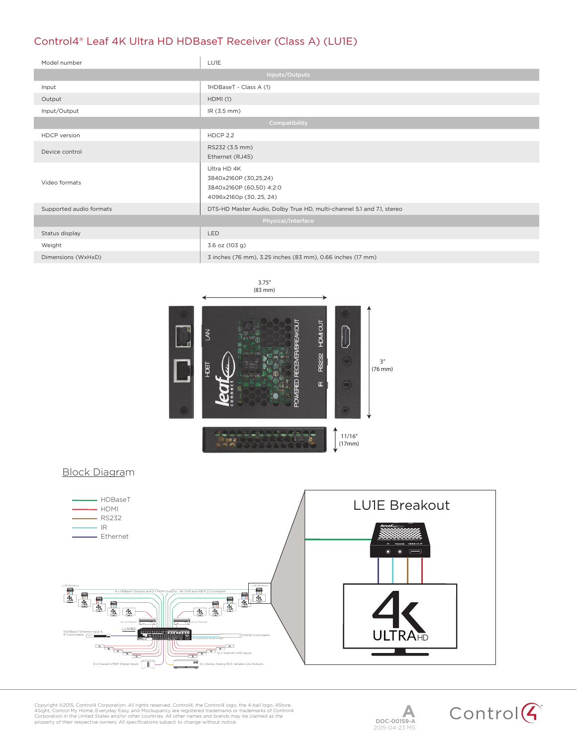# Control4® Leaf 4K Ultra HD HDBaseT Receiver (Class A) (LU1E)

| | |
|---|---|
| Model number | LU1E |
| **Inputs/Outputs** | |
| Input | 1HDBaseT - Class A (1) |
| Output | HDMI (1) |
| Input/Output | IR (3.5 mm) |
| **Compatibility** | |
| HDCP version | HDCP 2.2 |
| Device control | RS232 (3.5 mm)<br>Ethernet (RJ45) |
| Video formats | Ultra HD 4K<br>3840x2160P (30,25,24)<br>3840x2160P (60,50) 4:2:0<br>4096x2160p (30, 25, 24) |
| Supported audio formats | DTS-HD Master Audio, Dolby True HD, multi-channel 5.1 and 7.1, stereo |
| **Physical/Interface** | |
| Status display | LED |
| Weight | 3.6 oz (103 g) |
| Dimensions (WxHxD) | 3 inches (76 mm), 3.25 inches (83 mm), 0.66 inches (17 mm) |

3.75"
(83 mm)

3"
(76 mm)

11/16"
(17mm)

LAN
HDBT
POWERED RECEIVER/BREAKOUT
IR
RS232
HDMI OUT

## Block Diagram

HDBaseT
HDMI
RS232
IR
Ethernet

LU1E Breakout

8 x HDBaseT Outputs and 2 x HDMI Outputs - 4K UHD and HDCP 2.2 Compliant

LU1082

1000BaseT Ethernet Input & IP Controllable

RS232 Controllable

10 x Total 4K UHD Inputs

8 x Coaxial S/PDIF Digital Inputs

8 x Stereo Analog RCA Variable Line Outputs

Copyright ©2015, Control4 Corporation. All rights reserved. Control4, the Control4 logo, the 4-ball logo, 4Store, 4Sight, Control My Home, Everyday Easy, and Mockupancy are registered trademarks or trademarks of Control4 Corporation in the United States and/or other countries. All other names and brands may be claimed as the property of their respective owners. All specifications subject to change without notice.

A
DOC-00159-A
2015-04-23 MS